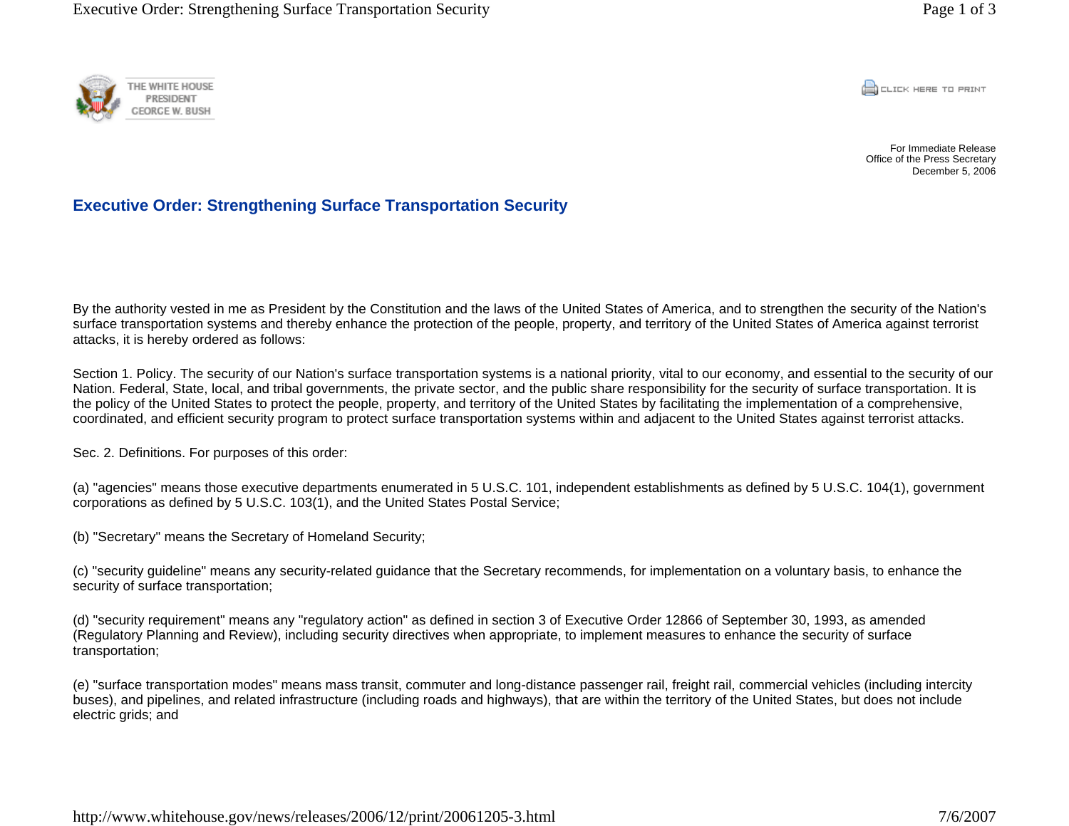THE WHITE HOUSE
PRESIDENT
GEORGE W. BUSH

For Immediate Release
Office of the Press Secretary
December 5, 2006

# Executive Order: Strengthening Surface Transportation Security

By the authority vested in me as President by the Constitution and the laws of the United States of America, and to strengthen the security of the Nation's surface transportation systems and thereby enhance the protection of the people, property, and territory of the United States of America against terrorist attacks, it is hereby ordered as follows:

Section 1. Policy. The security of our Nation's surface transportation systems is a national priority, vital to our economy, and essential to the security of our Nation. Federal, State, local, and tribal governments, the private sector, and the public share responsibility for the security of surface transportation. It is the policy of the United States to protect the people, property, and territory of the United States by facilitating the implementation of a comprehensive, coordinated, and efficient security program to protect surface transportation systems within and adjacent to the United States against terrorist attacks.

Sec. 2. Definitions. For purposes of this order:

(a) "agencies" means those executive departments enumerated in 5 U.S.C. 101, independent establishments as defined by 5 U.S.C. 104(1), government corporations as defined by 5 U.S.C. 103(1), and the United States Postal Service;

(b) "Secretary" means the Secretary of Homeland Security;

(c) "security guideline" means any security-related guidance that the Secretary recommends, for implementation on a voluntary basis, to enhance the security of surface transportation;

(d) "security requirement" means any "regulatory action" as defined in section 3 of Executive Order 12866 of September 30, 1993, as amended (Regulatory Planning and Review), including security directives when appropriate, to implement measures to enhance the security of surface transportation;

(e) "surface transportation modes" means mass transit, commuter and long-distance passenger rail, freight rail, commercial vehicles (including intercity buses), and pipelines, and related infrastructure (including roads and highways), that are within the territory of the United States, but does not include electric grids; and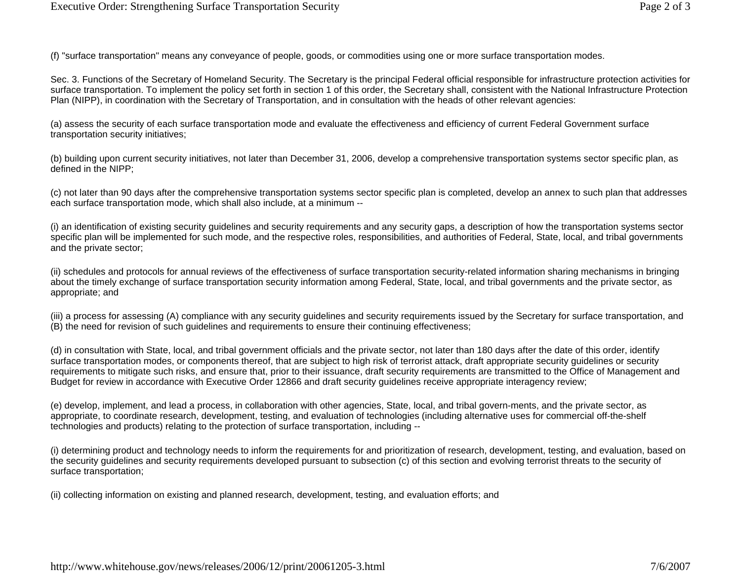(f) "surface transportation" means any conveyance of people, goods, or commodities using one or more surface transportation modes.

Sec. 3. Functions of the Secretary of Homeland Security. The Secretary is the principal Federal official responsible for infrastructure protection activities for surface transportation. To implement the policy set forth in section 1 of this order, the Secretary shall, consistent with the National Infrastructure Protection Plan (NIPP), in coordination with the Secretary of Transportation, and in consultation with the heads of other relevant agencies:

(a) assess the security of each surface transportation mode and evaluate the effectiveness and efficiency of current Federal Government surface transportation security initiatives;

(b) building upon current security initiatives, not later than December 31, 2006, develop a comprehensive transportation systems sector specific plan, as defined in the NIPP;

(c) not later than 90 days after the comprehensive transportation systems sector specific plan is completed, develop an annex to such plan that addresses each surface transportation mode, which shall also include, at a minimum --

(i) an identification of existing security guidelines and security requirements and any security gaps, a description of how the transportation systems sector specific plan will be implemented for such mode, and the respective roles, responsibilities, and authorities of Federal, State, local, and tribal governments and the private sector;

(ii) schedules and protocols for annual reviews of the effectiveness of surface transportation security-related information sharing mechanisms in bringing about the timely exchange of surface transportation security information among Federal, State, local, and tribal governments and the private sector, as appropriate; and

(iii) a process for assessing (A) compliance with any security guidelines and security requirements issued by the Secretary for surface transportation, and (B) the need for revision of such guidelines and requirements to ensure their continuing effectiveness;

(d) in consultation with State, local, and tribal government officials and the private sector, not later than 180 days after the date of this order, identify surface transportation modes, or components thereof, that are subject to high risk of terrorist attack, draft appropriate security guidelines or security requirements to mitigate such risks, and ensure that, prior to their issuance, draft security requirements are transmitted to the Office of Management and Budget for review in accordance with Executive Order 12866 and draft security guidelines receive appropriate interagency review;

(e) develop, implement, and lead a process, in collaboration with other agencies, State, local, and tribal govern-ments, and the private sector, as appropriate, to coordinate research, development, testing, and evaluation of technologies (including alternative uses for commercial off-the-shelf technologies and products) relating to the protection of surface transportation, including --

(i) determining product and technology needs to inform the requirements for and prioritization of research, development, testing, and evaluation, based on the security guidelines and security requirements developed pursuant to subsection (c) of this section and evolving terrorist threats to the security of surface transportation;

(ii) collecting information on existing and planned research, development, testing, and evaluation efforts; and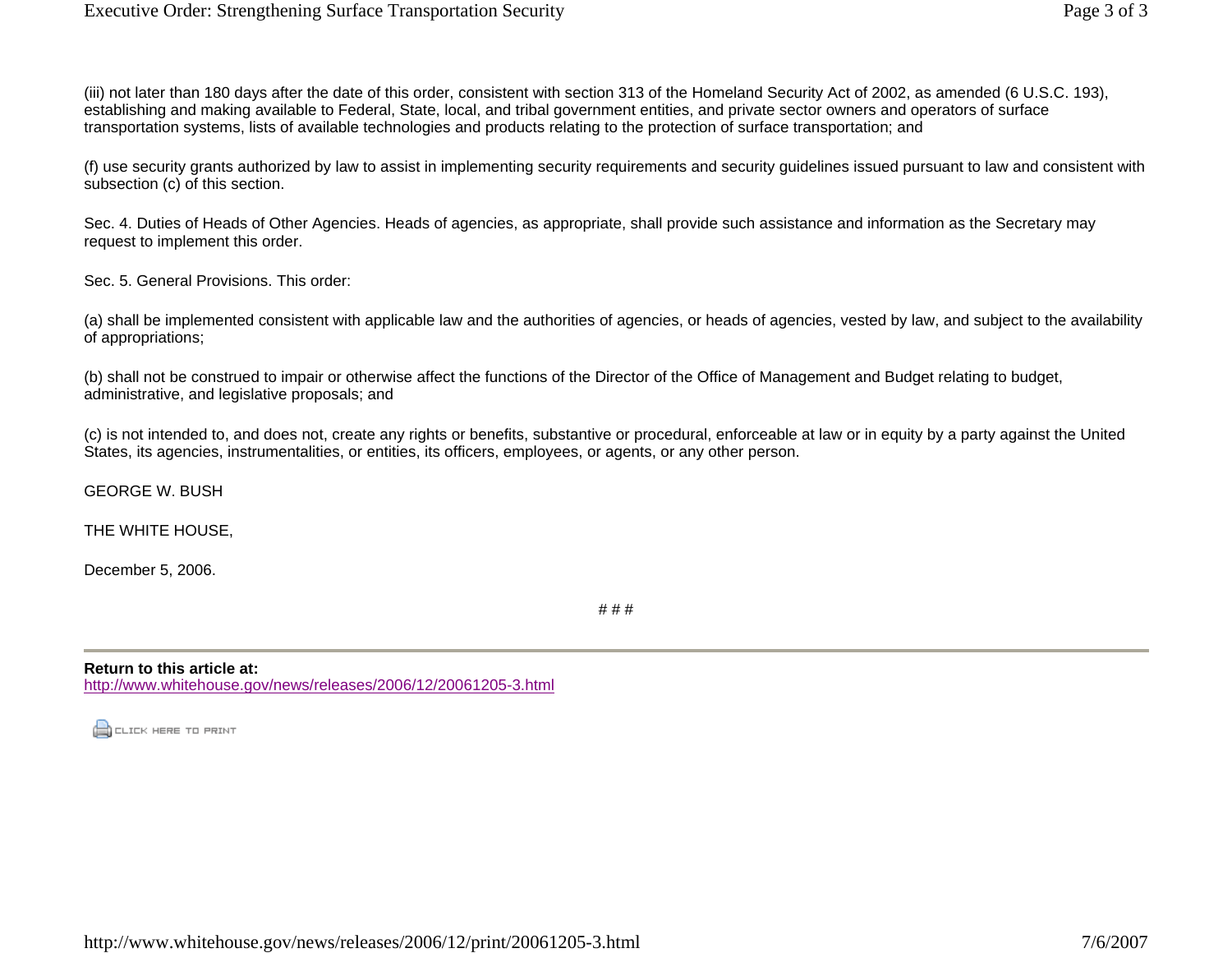(iii) not later than 180 days after the date of this order, consistent with section 313 of the Homeland Security Act of 2002, as amended (6 U.S.C. 193), establishing and making available to Federal, State, local, and tribal government entities, and private sector owners and operators of surface transportation systems, lists of available technologies and products relating to the protection of surface transportation; and

(f) use security grants authorized by law to assist in implementing security requirements and security guidelines issued pursuant to law and consistent with subsection (c) of this section.

Sec. 4. Duties of Heads of Other Agencies. Heads of agencies, as appropriate, shall provide such assistance and information as the Secretary may request to implement this order.

Sec. 5. General Provisions. This order:

(a) shall be implemented consistent with applicable law and the authorities of agencies, or heads of agencies, vested by law, and subject to the availability of appropriations;

(b) shall not be construed to impair or otherwise affect the functions of the Director of the Office of Management and Budget relating to budget, administrative, and legislative proposals; and

(c) is not intended to, and does not, create any rights or benefits, substantive or procedural, enforceable at law or in equity by a party against the United States, its agencies, instrumentalities, or entities, its officers, employees, or agents, or any other person.

GEORGE W. BUSH

THE WHITE HOUSE,

December 5, 2006.

# # #

---

**Return to this article at:**
http://www.whitehouse.gov/news/releases/2006/12/20061205-3.html

CLICK HERE TO PRINT